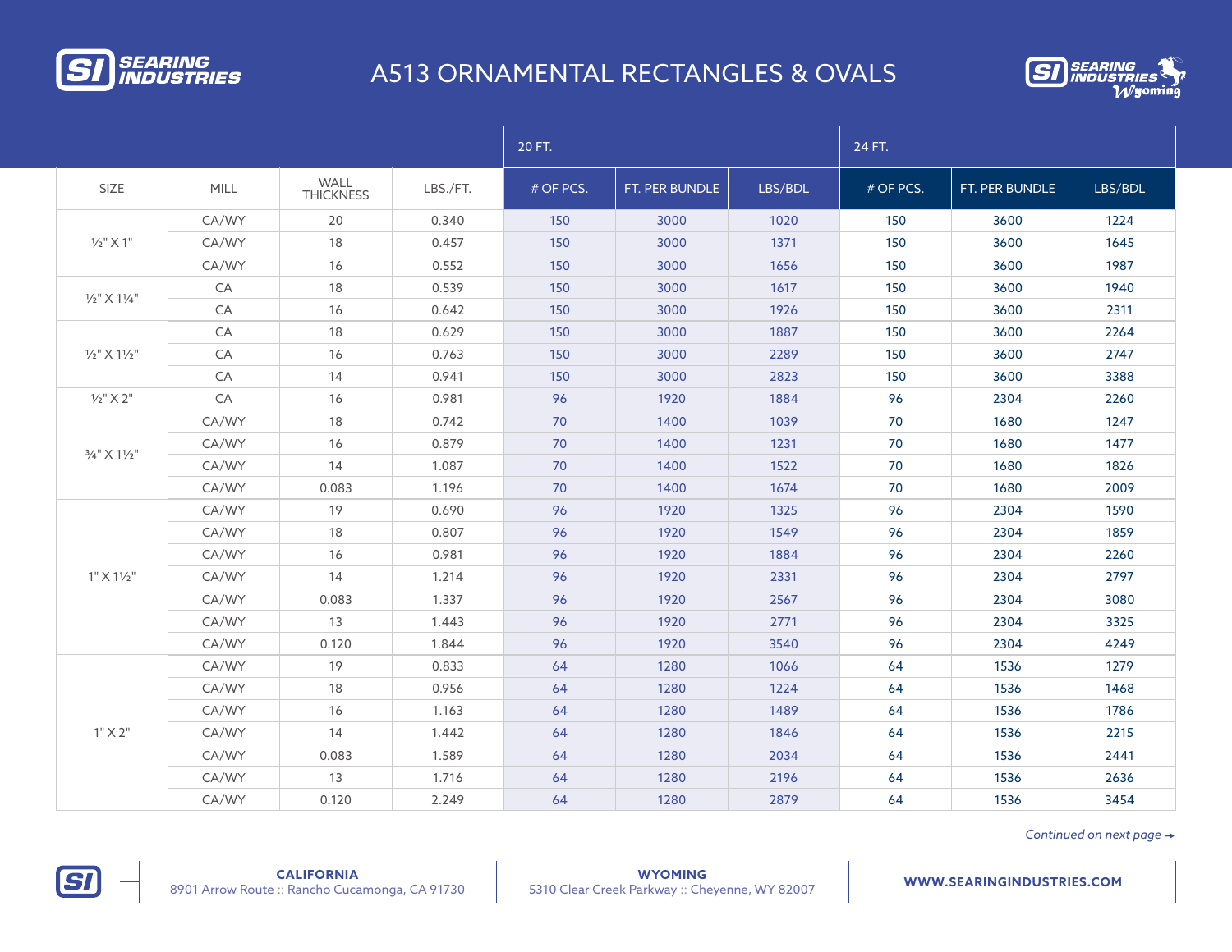# A513 ORNAMENTAL RECTANGLES & OVALS

| SIZE | MILL | WALL THICKNESS | LBS./FT. | 20 FT. | | | 24 FT. | | |
|---|---|---|---|---|---|---|---|---|---|
| | | | | # OF PCS. | FT. PER BUNDLE | LBS/BDL | # OF PCS. | FT. PER BUNDLE | LBS/BDL |
| ½" X 1" | CA/WY | 20 | 0.340 | 150 | 3000 | 1020 | 150 | 3600 | 1224 |
| | CA/WY | 18 | 0.457 | 150 | 3000 | 1371 | 150 | 3600 | 1645 |
| | CA/WY | 16 | 0.552 | 150 | 3000 | 1656 | 150 | 3600 | 1987 |
| ½" X 1¼" | CA | 18 | 0.539 | 150 | 3000 | 1617 | 150 | 3600 | 1940 |
| | CA | 16 | 0.642 | 150 | 3000 | 1926 | 150 | 3600 | 2311 |
| ½" X 1½" | CA | 18 | 0.629 | 150 | 3000 | 1887 | 150 | 3600 | 2264 |
| | CA | 16 | 0.763 | 150 | 3000 | 2289 | 150 | 3600 | 2747 |
| | CA | 14 | 0.941 | 150 | 3000 | 2823 | 150 | 3600 | 3388 |
| ½" X 2" | CA | 16 | 0.981 | 96 | 1920 | 1884 | 96 | 2304 | 2260 |
| ¾" X 1½" | CA/WY | 18 | 0.742 | 70 | 1400 | 1039 | 70 | 1680 | 1247 |
| | CA/WY | 16 | 0.879 | 70 | 1400 | 1231 | 70 | 1680 | 1477 |
| | CA/WY | 14 | 1.087 | 70 | 1400 | 1522 | 70 | 1680 | 1826 |
| | CA/WY | 0.083 | 1.196 | 70 | 1400 | 1674 | 70 | 1680 | 2009 |
| 1" X 1½" | CA/WY | 19 | 0.690 | 96 | 1920 | 1325 | 96 | 2304 | 1590 |
| | CA/WY | 18 | 0.807 | 96 | 1920 | 1549 | 96 | 2304 | 1859 |
| | CA/WY | 16 | 0.981 | 96 | 1920 | 1884 | 96 | 2304 | 2260 |
| | CA/WY | 14 | 1.214 | 96 | 1920 | 2331 | 96 | 2304 | 2797 |
| | CA/WY | 0.083 | 1.337 | 96 | 1920 | 2567 | 96 | 2304 | 3080 |
| | CA/WY | 13 | 1.443 | 96 | 1920 | 2771 | 96 | 2304 | 3325 |
| | CA/WY | 0.120 | 1.844 | 96 | 1920 | 3540 | 96 | 2304 | 4249 |
| 1" X 2" | CA/WY | 19 | 0.833 | 64 | 1280 | 1066 | 64 | 1536 | 1279 |
| | CA/WY | 18 | 0.956 | 64 | 1280 | 1224 | 64 | 1536 | 1468 |
| | CA/WY | 16 | 1.163 | 64 | 1280 | 1489 | 64 | 1536 | 1786 |
| | CA/WY | 14 | 1.442 | 64 | 1280 | 1846 | 64 | 1536 | 2215 |
| | CA/WY | 0.083 | 1.589 | 64 | 1280 | 2034 | 64 | 1536 | 2441 |
| | CA/WY | 13 | 1.716 | 64 | 1280 | 2196 | 64 | 1536 | 2636 |
| | CA/WY | 0.120 | 2.249 | 64 | 1280 | 2879 | 64 | 1536 | 3454 |

*Continued on next page →*

**CALIFORNIA**
8901 Arrow Route :: Rancho Cucamonga, CA 91730

**WYOMING**
5310 Clear Creek Parkway :: Cheyenne, WY 82007

**WWW.SEARINGINDUSTRIES.COM**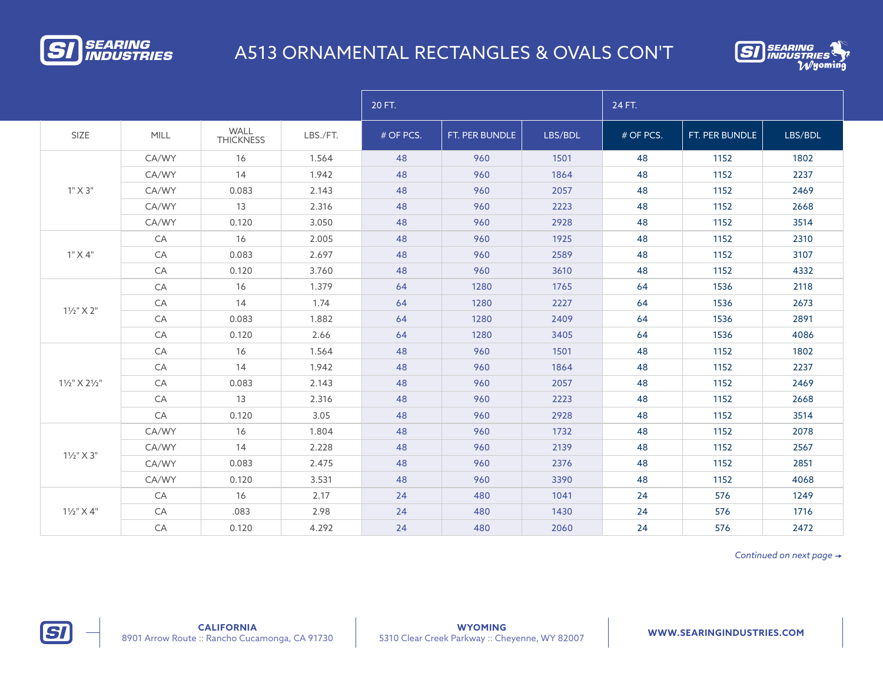# A513 ORNAMENTAL RECTANGLES & OVALS CON'T

| | | | | 20 FT. | | | 24 FT. | | |
|---|---|---|---|---|---|---|---|---|---|
| SIZE | MILL | WALL THICKNESS | LBS./FT. | # OF PCS. | FT. PER BUNDLE | LBS/BDL | # OF PCS. | FT. PER BUNDLE | LBS/BDL |
| 1" X 3" | CA/WY | 16 | 1.564 | 48 | 960 | 1501 | 48 | 1152 | 1802 |
| | CA/WY | 14 | 1.942 | 48 | 960 | 1864 | 48 | 1152 | 2237 |
| | CA/WY | 0.083 | 2.143 | 48 | 960 | 2057 | 48 | 1152 | 2469 |
| | CA/WY | 13 | 2.316 | 48 | 960 | 2223 | 48 | 1152 | 2668 |
| | CA/WY | 0.120 | 3.050 | 48 | 960 | 2928 | 48 | 1152 | 3514 |
| 1" X 4" | CA | 16 | 2.005 | 48 | 960 | 1925 | 48 | 1152 | 2310 |
| | CA | 0.083 | 2.697 | 48 | 960 | 2589 | 48 | 1152 | 3107 |
| | CA | 0.120 | 3.760 | 48 | 960 | 3610 | 48 | 1152 | 4332 |
| 1½" X 2" | CA | 16 | 1.379 | 64 | 1280 | 1765 | 64 | 1536 | 2118 |
| | CA | 14 | 1.74 | 64 | 1280 | 2227 | 64 | 1536 | 2673 |
| | CA | 0.083 | 1.882 | 64 | 1280 | 2409 | 64 | 1536 | 2891 |
| | CA | 0.120 | 2.66 | 64 | 1280 | 3405 | 64 | 1536 | 4086 |
| 1½" X 2½" | CA | 16 | 1.564 | 48 | 960 | 1501 | 48 | 1152 | 1802 |
| | CA | 14 | 1.942 | 48 | 960 | 1864 | 48 | 1152 | 2237 |
| | CA | 0.083 | 2.143 | 48 | 960 | 2057 | 48 | 1152 | 2469 |
| | CA | 13 | 2.316 | 48 | 960 | 2223 | 48 | 1152 | 2668 |
| | CA | 0.120 | 3.05 | 48 | 960 | 2928 | 48 | 1152 | 3514 |
| 1½" X 3" | CA/WY | 16 | 1.804 | 48 | 960 | 1732 | 48 | 1152 | 2078 |
| | CA/WY | 14 | 2.228 | 48 | 960 | 2139 | 48 | 1152 | 2567 |
| | CA/WY | 0.083 | 2.475 | 48 | 960 | 2376 | 48 | 1152 | 2851 |
| | CA/WY | 0.120 | 3.531 | 48 | 960 | 3390 | 48 | 1152 | 4068 |
| 1½" X 4" | CA | 16 | 2.17 | 24 | 480 | 1041 | 24 | 576 | 1249 |
| | CA | .083 | 2.98 | 24 | 480 | 1430 | 24 | 576 | 1716 |
| | CA | 0.120 | 4.292 | 24 | 480 | 2060 | 24 | 576 | 2472 |

*Continued on next page →*

**CALIFORNIA**
8901 Arrow Route :: Rancho Cucamonga, CA 91730

**WYOMING**
5310 Clear Creek Parkway :: Cheyenne, WY 82007

**WWW.SEARINGINDUSTRIES.COM**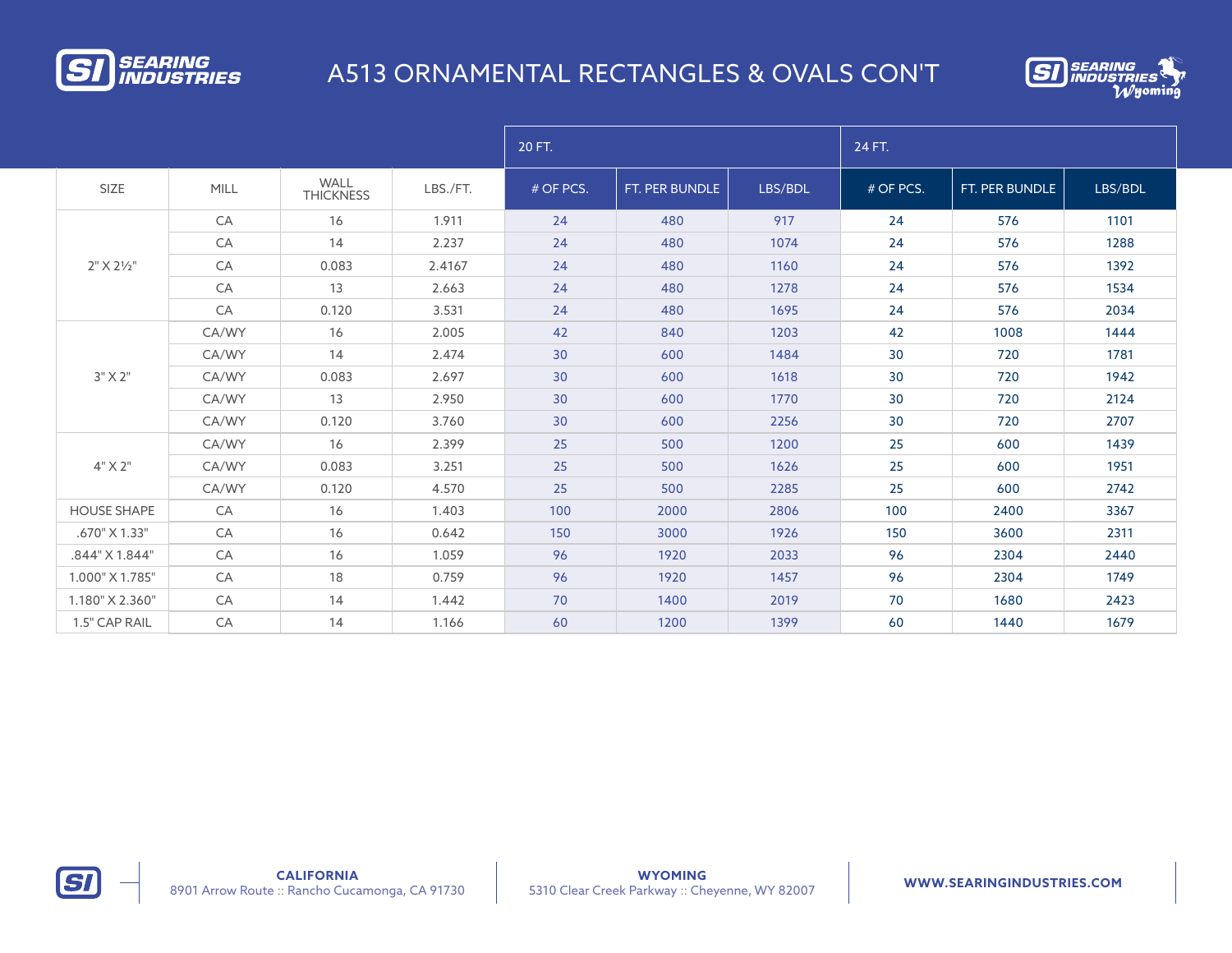# A513 ORNAMENTAL RECTANGLES & OVALS CON'T

| | | | | 20 FT. | | | 24 FT. | | |
|---|---|---|---|---|---|---|---|---|---|
| SIZE | MILL | WALL THICKNESS | LBS./FT. | # OF PCS. | FT. PER BUNDLE | LBS/BDL | # OF PCS. | FT. PER BUNDLE | LBS/BDL |
| 2" X 2½" | CA | 16 | 1.911 | 24 | 480 | 917 | 24 | 576 | 1101 |
| | CA | 14 | 2.237 | 24 | 480 | 1074 | 24 | 576 | 1288 |
| | CA | 0.083 | 2.4167 | 24 | 480 | 1160 | 24 | 576 | 1392 |
| | CA | 13 | 2.663 | 24 | 480 | 1278 | 24 | 576 | 1534 |
| | CA | 0.120 | 3.531 | 24 | 480 | 1695 | 24 | 576 | 2034 |
| 3" X 2" | CA/WY | 16 | 2.005 | 42 | 840 | 1203 | 42 | 1008 | 1444 |
| | CA/WY | 14 | 2.474 | 30 | 600 | 1484 | 30 | 720 | 1781 |
| | CA/WY | 0.083 | 2.697 | 30 | 600 | 1618 | 30 | 720 | 1942 |
| | CA/WY | 13 | 2.950 | 30 | 600 | 1770 | 30 | 720 | 2124 |
| | CA/WY | 0.120 | 3.760 | 30 | 600 | 2256 | 30 | 720 | 2707 |
| 4" X 2" | CA/WY | 16 | 2.399 | 25 | 500 | 1200 | 25 | 600 | 1439 |
| | CA/WY | 0.083 | 3.251 | 25 | 500 | 1626 | 25 | 600 | 1951 |
| | CA/WY | 0.120 | 4.570 | 25 | 500 | 2285 | 25 | 600 | 2742 |
| HOUSE SHAPE | CA | 16 | 1.403 | 100 | 2000 | 2806 | 100 | 2400 | 3367 |
| .670" X 1.33" | CA | 16 | 0.642 | 150 | 3000 | 1926 | 150 | 3600 | 2311 |
| .844" X 1.844" | CA | 16 | 1.059 | 96 | 1920 | 2033 | 96 | 2304 | 2440 |
| 1.000" X 1.785" | CA | 18 | 0.759 | 96 | 1920 | 1457 | 96 | 2304 | 1749 |
| 1.180" X 2.360" | CA | 14 | 1.442 | 70 | 1400 | 2019 | 70 | 1680 | 2423 |
| 1.5" CAP RAIL | CA | 14 | 1.166 | 60 | 1200 | 1399 | 60 | 1440 | 1679 |

**CALIFORNIA**
8901 Arrow Route :: Rancho Cucamonga, CA 91730

**WYOMING**
5310 Clear Creek Parkway :: Cheyenne, WY 82007

**WWW.SEARINGINDUSTRIES.COM**